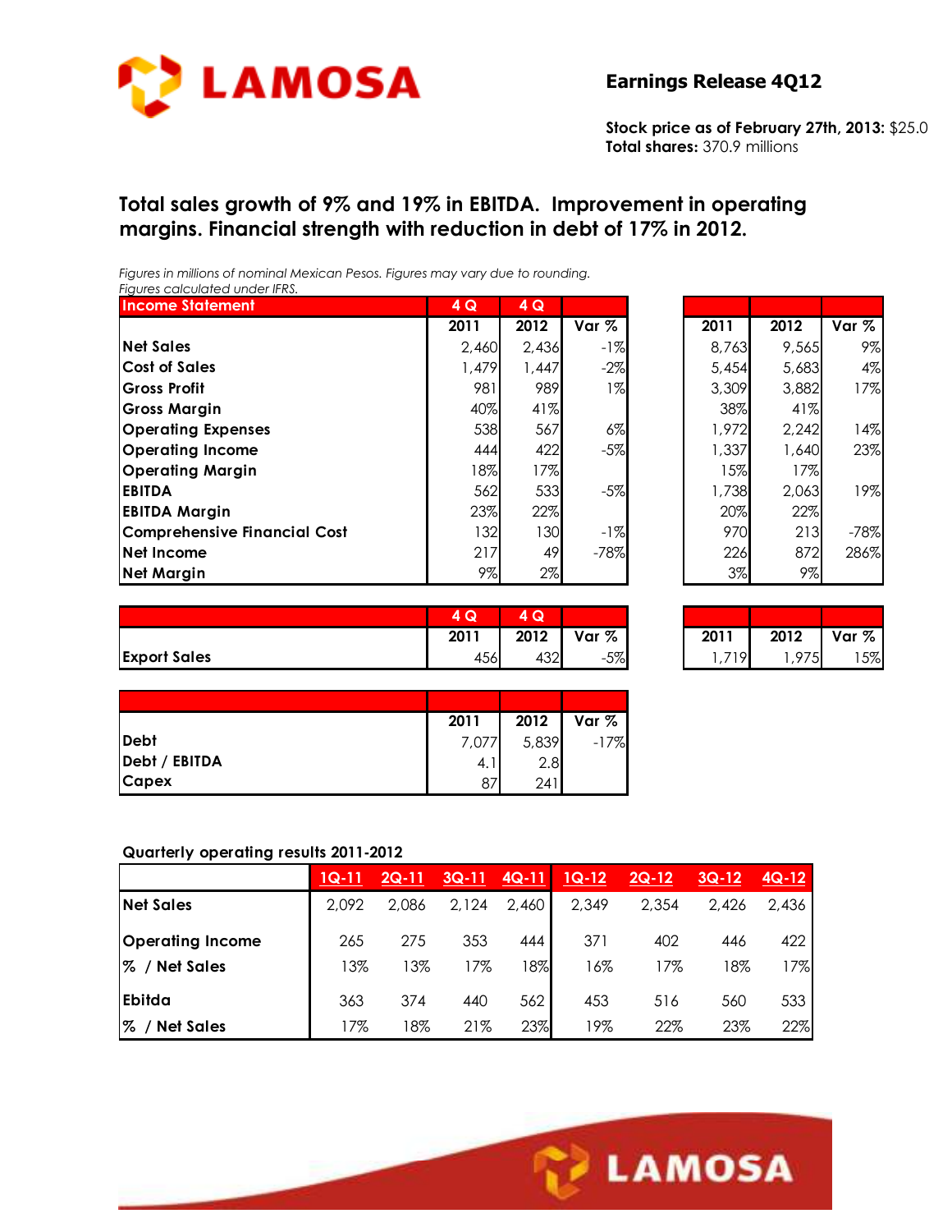**Earnings Release 4Q12**

**Stock price as of February 27th, 2013:** $25.0
**Total shares:** 370.9 millions

## Total sales growth of 9% and 19% in EBITDA. Improvement in operating margins. Financial strength with reduction in debt of 17% in 2012.

*Figures in millions of nominal Mexican Pesos. Figures may vary due to rounding.*
*Figures calculated under IFRS.*

| Income Statement | 4 Q 2011 | 4 Q 2012 | Var % | 2011 | 2012 | Var % |
|---|---|---|---|---|---|---|
| **Net Sales** | 2,460 | 2,436 | -1% | 8,763 | 9,565 | 9% |
| **Cost of Sales** | 1,479 | 1,447 | -2% | 5,454 | 5,683 | 4% |
| **Gross Profit** | 981 | 989 | 1% | 3,309 | 3,882 | 17% |
| **Gross Margin** | 40% | 41% | | 38% | 41% | |
| **Operating Expenses** | 538 | 567 | 6% | 1,972 | 2,242 | 14% |
| **Operating Income** | 444 | 422 | -5% | 1,337 | 1,640 | 23% |
| **Operating Margin** | 18% | 17% | | 15% | 17% | |
| **EBITDA** | 562 | 533 | -5% | 1,738 | 2,063 | 19% |
| **EBITDA Margin** | 23% | 22% | | 20% | 22% | |
| **Comprehensive Financial Cost** | 132 | 130 | -1% | 970 | 213 | -78% |
| **Net Income** | 217 | 49 | -78% | 226 | 872 | 286% |
| **Net Margin** | 9% | 2% | | 3% | 9% | |

| | 4 Q 2011 | 4 Q 2012 | Var % | 2011 | 2012 | Var % |
|---|---|---|---|---|---|---|
| **Export Sales** | 456 | 432 | -5% | 1,719 | 1,975 | 15% |

| | 2011 | 2012 | Var % |
|---|---|---|---|
| **Debt** | 7,077 | 5,839 | -17% |
| **Debt / EBITDA** | 4.1 | 2.8 | |
| **Capex** | 87 | 241 | |

**Quarterly operating results 2011-2012**

| | 1Q-11 | 2Q-11 | 3Q-11 | 4Q-11 | 1Q-12 | 2Q-12 | 3Q-12 | 4Q-12 |
|---|---|---|---|---|---|---|---|---|
| **Net Sales** | 2,092 | 2,086 | 2,124 | 2,460 | 2,349 | 2,354 | 2,426 | 2,436 |
| **Operating Income** | 265 | 275 | 353 | 444 | 371 | 402 | 446 | 422 |
| **% / Net Sales** | 13% | 13% | 17% | 18% | 16% | 17% | 18% | 17% |
| **Ebitda** | 363 | 374 | 440 | 562 | 453 | 516 | 560 | 533 |
| **% / Net Sales** | 17% | 18% | 21% | 23% | 19% | 22% | 23% | 22% |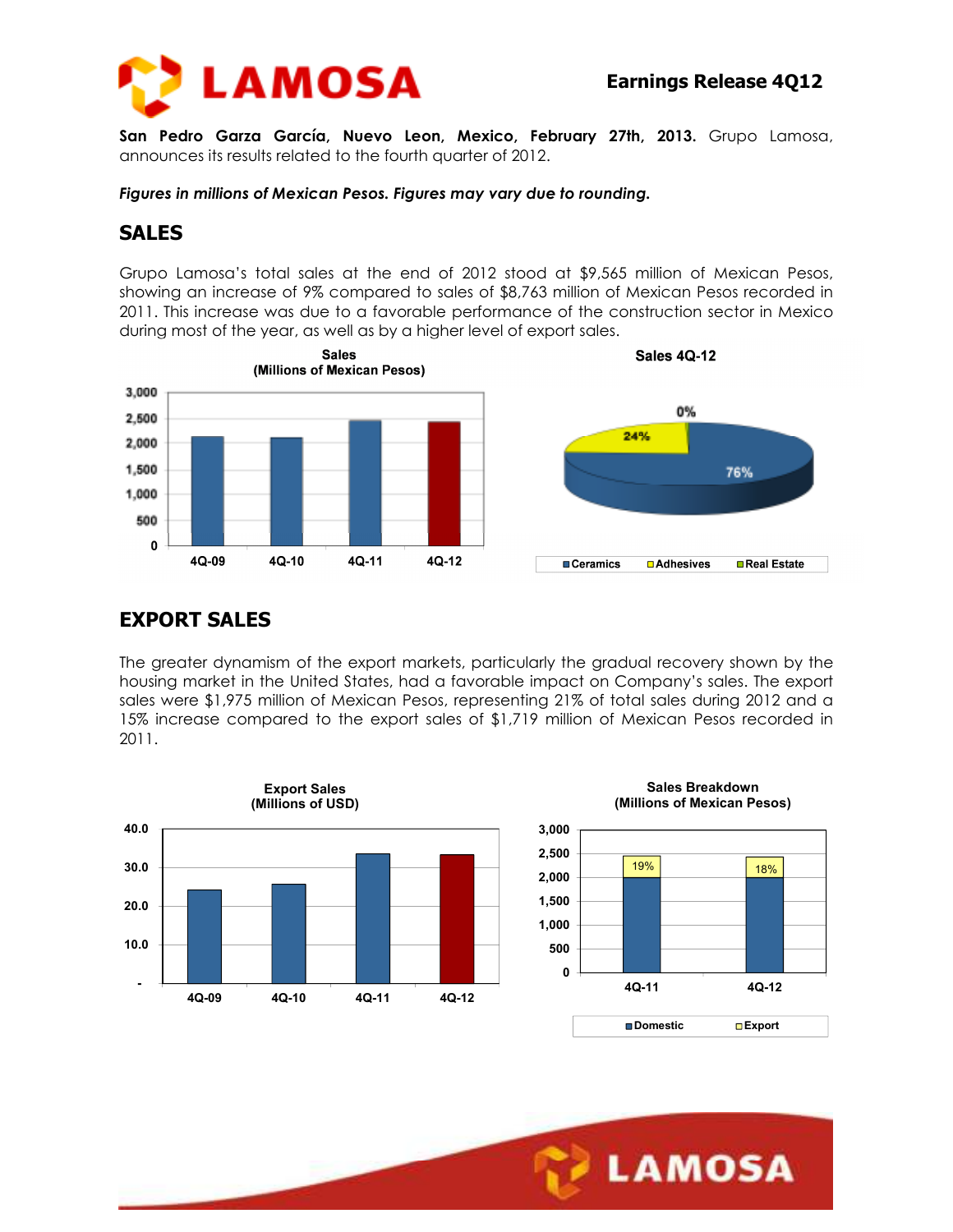**Earnings Release 4Q12**

**San Pedro Garza García, Nuevo Leon, Mexico, February 27th, 2013.** Grupo Lamosa, announces its results related to the fourth quarter of 2012.

***Figures in millions of Mexican Pesos. Figures may vary due to rounding.***

## SALES

Grupo Lamosa's total sales at the end of 2012 stood at $9,565 million of Mexican Pesos, showing an increase of 9% compared to sales of $8,763 million of Mexican Pesos recorded in 2011. This increase was due to a favorable performance of the construction sector in Mexico during most of the year, as well as by a higher level of export sales.

## EXPORT SALES

The greater dynamism of the export markets, particularly the gradual recovery shown by the housing market in the United States, had a favorable impact on Company's sales. The export sales were $1,975 million of Mexican Pesos, representing 21% of total sales during 2012 and a 15% increase compared to the export sales of $1,719 million of Mexican Pesos recorded in 2011.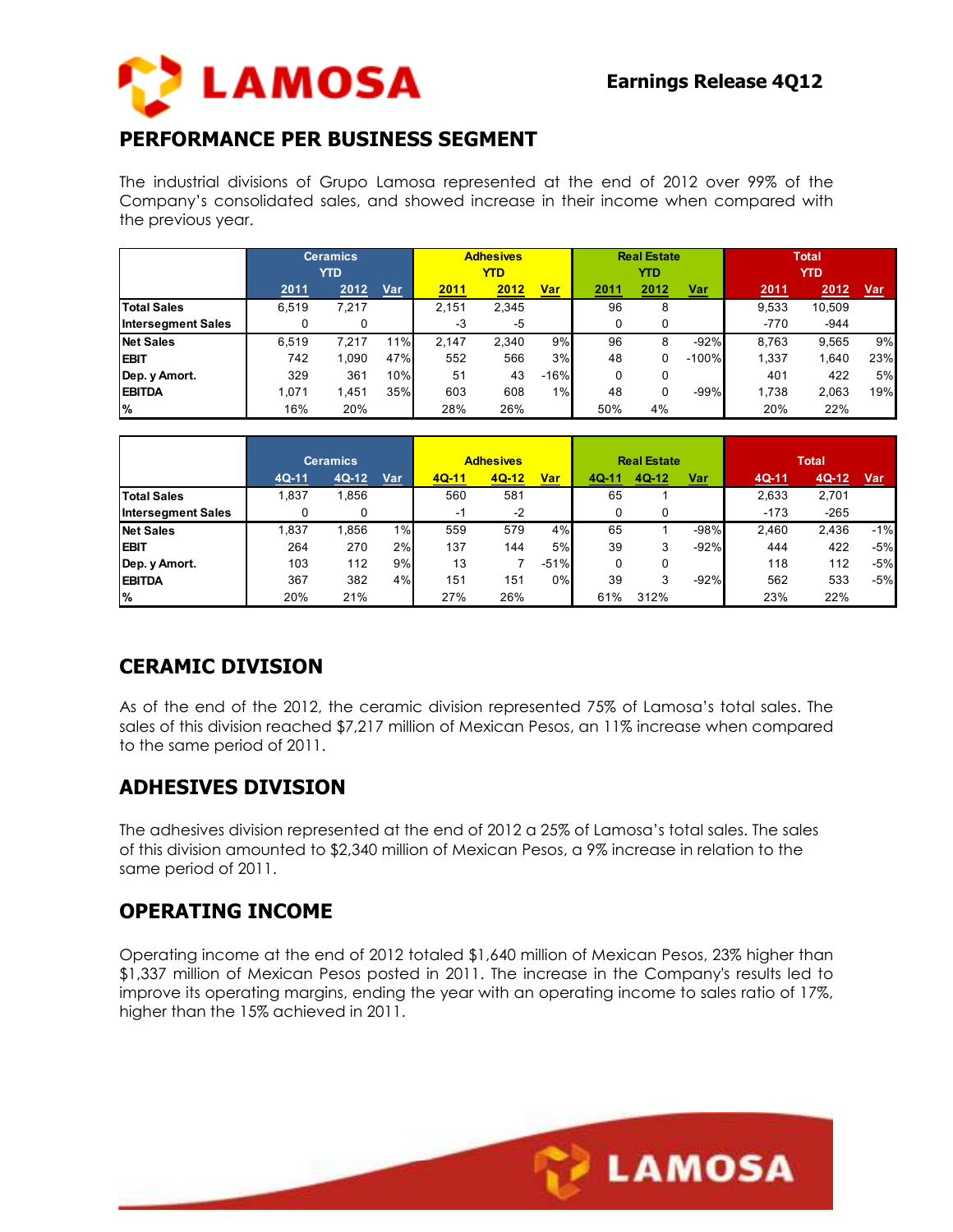## PERFORMANCE PER BUSINESS SEGMENT

The industrial divisions of Grupo Lamosa represented at the end of 2012 over 99% of the Company's consolidated sales, and showed increase in their income when compared with the previous year.

| | Ceramics YTD | | | Adhesives YTD | | | Real Estate YTD | | | Total YTD | | |
|---|---|---|---|---|---|---|---|---|---|---|---|---|
| | 2011 | 2012 | Var | 2011 | 2012 | Var | 2011 | 2012 | Var | 2011 | 2012 | Var |
| **Total Sales** | 6,519 | 7,217 | | 2,151 | 2,345 | | 96 | 8 | | 9,533 | 10,509 | |
| **Intersegment Sales** | 0 | 0 | | -3 | -5 | | 0 | 0 | | -770 | -944 | |
| **Net Sales** | 6,519 | 7,217 | 11% | 2,147 | 2,340 | 9% | 96 | 8 | -92% | 8,763 | 9,565 | 9% |
| **EBIT** | 742 | 1,090 | 47% | 552 | 566 | 3% | 48 | 0 | -100% | 1,337 | 1,640 | 23% |
| **Dep. y Amort.** | 329 | 361 | 10% | 51 | 43 | -16% | 0 | 0 | | 401 | 422 | 5% |
| **EBITDA** | 1,071 | 1,451 | 35% | 603 | 608 | 1% | 48 | 0 | -99% | 1,738 | 2,063 | 19% |
| **%** | 16% | 20% | | 28% | 26% | | 50% | 4% | | 20% | 22% | |

| | Ceramics | | | Adhesives | | | Real Estate | | | Total | | |
|---|---|---|---|---|---|---|---|---|---|---|---|---|
| | 4Q-11 | 4Q-12 | Var | 4Q-11 | 4Q-12 | Var | 4Q-11 | 4Q-12 | Var | 4Q-11 | 4Q-12 | Var |
| **Total Sales** | 1,837 | 1,856 | | 560 | 581 | | 65 | 1 | | 2,633 | 2,701 | |
| **Intersegment Sales** | 0 | 0 | | -1 | -2 | | 0 | 0 | | -173 | -265 | |
| **Net Sales** | 1,837 | 1,856 | 1% | 559 | 579 | 4% | 65 | 1 | -98% | 2,460 | 2,436 | -1% |
| **EBIT** | 264 | 270 | 2% | 137 | 144 | 5% | 39 | 3 | -92% | 444 | 422 | -5% |
| **Dep. y Amort.** | 103 | 112 | 9% | 13 | 7 | -51% | 0 | 0 | | 118 | 112 | -5% |
| **EBITDA** | 367 | 382 | 4% | 151 | 151 | 0% | 39 | 3 | -92% | 562 | 533 | -5% |
| **%** | 20% | 21% | | 27% | 26% | | 61% | 312% | | 23% | 22% | |

## CERAMIC DIVISION

As of the end of the 2012, the ceramic division represented 75% of Lamosa's total sales. The sales of this division reached $7,217 million of Mexican Pesos, an 11% increase when compared to the same period of 2011.

## ADHESIVES DIVISION

The adhesives division represented at the end of 2012 a 25% of Lamosa's total sales. The sales of this division amounted to $2,340 million of Mexican Pesos, a 9% increase in relation to the same period of 2011.

## OPERATING INCOME

Operating income at the end of 2012 totaled $1,640 million of Mexican Pesos, 23% higher than $1,337 million of Mexican Pesos posted in 2011. The increase in the Company's results led to improve its operating margins, ending the year with an operating income to sales ratio of 17%, higher than the 15% achieved in 2011.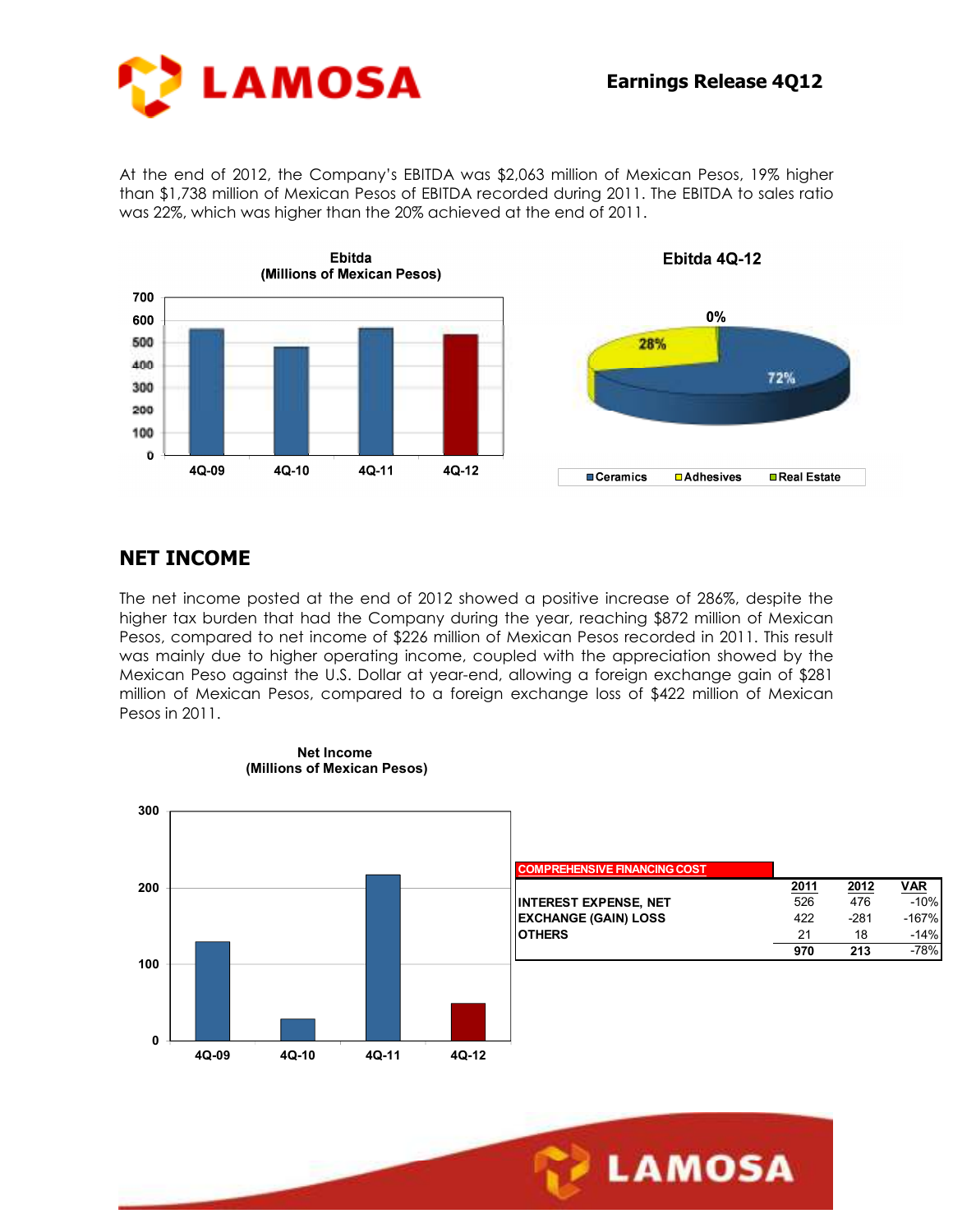At the end of 2012, the Company's EBITDA was $2,063 million of Mexican Pesos, 19% higher than $1,738 million of Mexican Pesos of EBITDA recorded during 2011. The EBITDA to sales ratio was 22%, which was higher than the 20% achieved at the end of 2011.

**Ebitda (Millions of Mexican Pesos)**

**Ebitda 4Q-12**

Ceramics 72% | Adhesives 28% | Real Estate 0%

## NET INCOME

The net income posted at the end of 2012 showed a positive increase of 286%, despite the higher tax burden that had the Company during the year, reaching $872 million of Mexican Pesos, compared to net income of $226 million of Mexican Pesos recorded in 2011. This result was mainly due to higher operating income, coupled with the appreciation showed by the Mexican Peso against the U.S. Dollar at year-end, allowing a foreign exchange gain of $281 million of Mexican Pesos, compared to a foreign exchange loss of $422 million of Mexican Pesos in 2011.

**Net Income (Millions of Mexican Pesos)**

| COMPREHENSIVE FINANCING COST | 2011 | 2012 | VAR |
|---|---|---|---|
| INTEREST EXPENSE, NET | 526 | 476 | -10% |
| EXCHANGE (GAIN) LOSS | 422 | -281 | -167% |
| OTHERS | 21 | 18 | -14% |
| | 970 | 213 | -78% |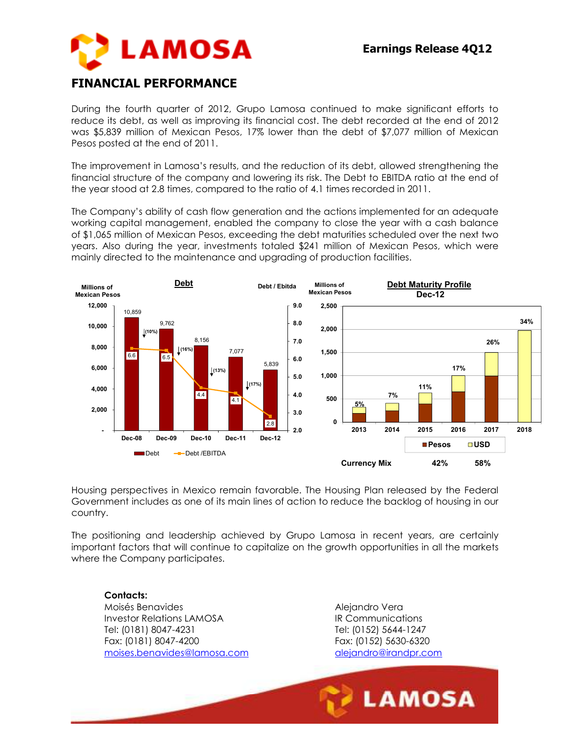# FINANCIAL PERFORMANCE

During the fourth quarter of 2012, Grupo Lamosa continued to make significant efforts to reduce its debt, as well as improving its financial cost. The debt recorded at the end of 2012 was $5,839 million of Mexican Pesos, 17% lower than the debt of $7,077 million of Mexican Pesos posted at the end of 2011.

The improvement in Lamosa's results, and the reduction of its debt, allowed strengthening the financial structure of the company and lowering its risk. The Debt to EBITDA ratio at the end of the year stood at 2.8 times, compared to the ratio of 4.1 times recorded in 2011.

The Company's ability of cash flow generation and the actions implemented for an adequate working capital management, enabled the company to close the year with a cash balance of $1,065 million of Mexican Pesos, exceeding the debt maturities scheduled over the next two years. Also during the year, investments totaled $241 million of Mexican Pesos, which were mainly directed to the maintenance and upgrading of production facilities.

**Debt**

Millions of Mexican Pesos

Debt / Ebitda

Dec-08: 10,859 — 6.6
Dec-09: 9,762 — 6.5 (10%)
Dec-10: 8,156 — 4.4 (16%)
Dec-11: 7,077 — 4.1 (13%)
Dec-12: 5,839 — 2.8 (17%)

Debt — Debt /EBITDA

**Debt Maturity Profile**
**Dec-12**

Millions of Mexican Pesos

2013: 5%
2014: 7%
2015: 11%
2016: 17%
2017: 26%
2018: 34%

Pesos — USD

Currency Mix 42% 58%

Housing perspectives in Mexico remain favorable. The Housing Plan released by the Federal Government includes as one of its main lines of action to reduce the backlog of housing in our country.

The positioning and leadership achieved by Grupo Lamosa in recent years, are certainly important factors that will continue to capitalize on the growth opportunities in all the markets where the Company participates.

**Contacts:**

Moisés Benavides
Investor Relations LAMOSA
Tel: (0181) 8047-4231
Fax: (0181) 8047-4200
moises.benavides@lamosa.com

Alejandro Vera
IR Communications
Tel: (0152) 5644-1247
Fax: (0152) 5630-6320
alejandro@irandpr.com